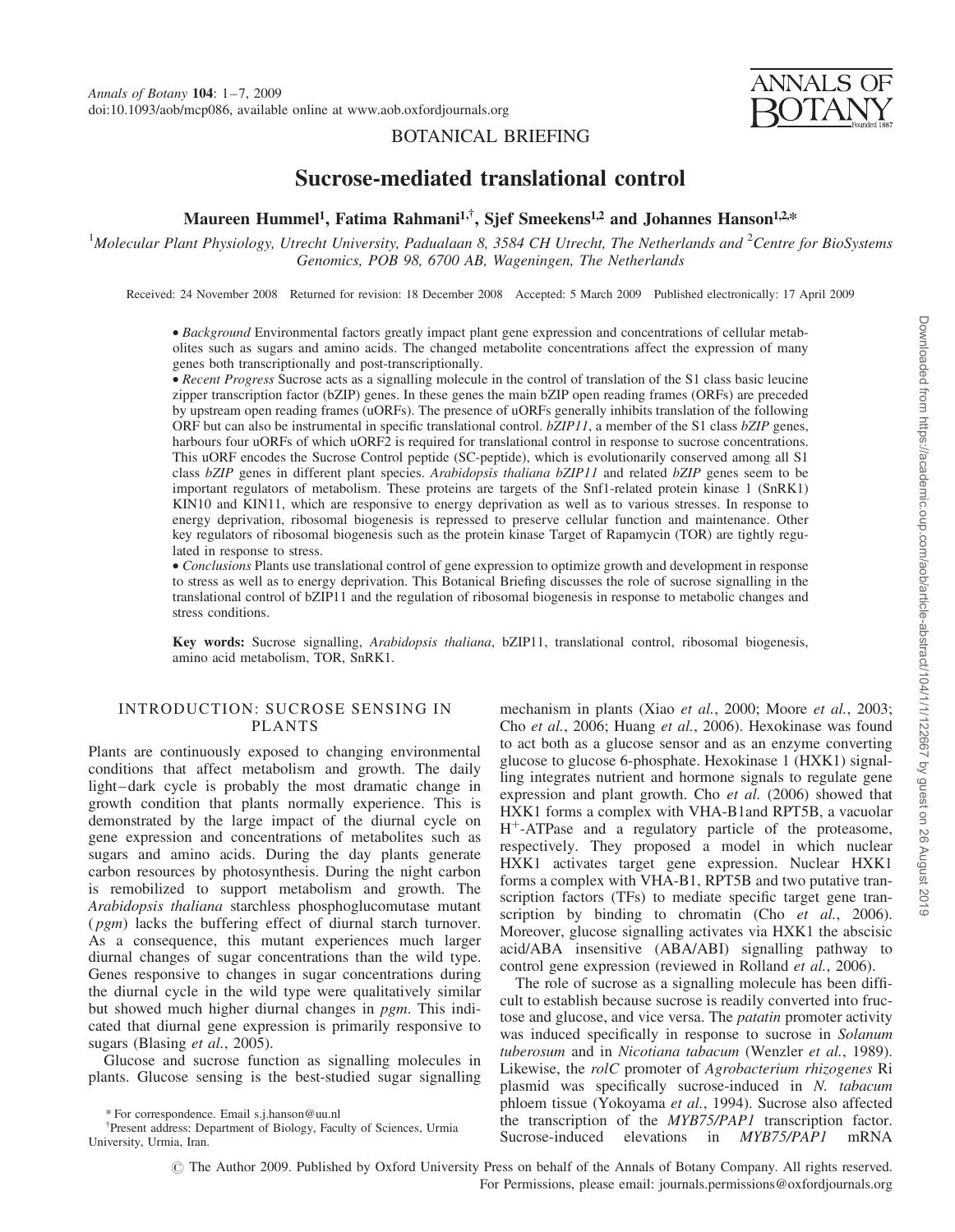BOTANICAL BRIEFING

# Sucrose-mediated translational control

**Maureen Hummel[1], Fatima Rahmani[1,†], Sjef Smeekens[1,2] and Johannes Hanson[1,2,*]**

[1]Molecular Plant Physiology, Utrecht University, Padualaan 8, 3584 CH Utrecht, The Netherlands and [2]Centre for BioSystems Genomics, POB 98, 6700 AB, Wageningen, The Netherlands

Received: 24 November 2008 Returned for revision: 18 December 2008 Accepted: 5 March 2009 Published electronically: 17 April 2009

- *Background* Environmental factors greatly impact plant gene expression and concentrations of cellular metabolites such as sugars and amino acids. The changed metabolite concentrations affect the expression of many genes both transcriptionally and post-transcriptionally.
- *Recent Progress* Sucrose acts as a signalling molecule in the control of translation of the S1 class basic leucine zipper transcription factor (bZIP) genes. In these genes the main bZIP open reading frames (ORFs) are preceded by upstream open reading frames (uORFs). The presence of uORFs generally inhibits translation of the following ORF but can also be instrumental in specific translational control. *bZIP11*, a member of the S1 class *bZIP* genes, harbours four uORFs of which uORF2 is required for translational control in response to sucrose concentrations. This uORF encodes the Sucrose Control peptide (SC-peptide), which is evolutionarily conserved among all S1 class *bZIP* genes in different plant species. *Arabidopsis thaliana bZIP11* and related *bZIP* genes seem to be important regulators of metabolism. These proteins are targets of the Snf1-related protein kinase 1 (SnRK1) KIN10 and KIN11, which are responsive to energy deprivation as well as to various stresses. In response to energy deprivation, ribosomal biogenesis is repressed to preserve cellular function and maintenance. Other key regulators of ribosomal biogenesis such as the protein kinase Target of Rapamycin (TOR) are tightly regulated in response to stress.
- *Conclusions* Plants use translational control of gene expression to optimize growth and development in response to stress as well as to energy deprivation. This Botanical Briefing discusses the role of sucrose signalling in the translational control of bZIP11 and the regulation of ribosomal biogenesis in response to metabolic changes and stress conditions.

**Key words:** Sucrose signalling, *Arabidopsis thaliana*, bZIP11, translational control, ribosomal biogenesis, amino acid metabolism, TOR, SnRK1.

## INTRODUCTION: SUCROSE SENSING IN PLANTS

Plants are continuously exposed to changing environmental conditions that affect metabolism and growth. The daily light–dark cycle is probably the most dramatic change in growth condition that plants normally experience. This is demonstrated by the large impact of the diurnal cycle on gene expression and concentrations of metabolites such as sugars and amino acids. During the day plants generate carbon resources by photosynthesis. During the night carbon is remobilized to support metabolism and growth. The *Arabidopsis thaliana* starchless phosphoglucomutase mutant (*pgm*) lacks the buffering effect of diurnal starch turnover. As a consequence, this mutant experiences much larger diurnal changes of sugar concentrations than the wild type. Genes responsive to changes in sugar concentrations during the diurnal cycle in the wild type were qualitatively similar but showed much higher diurnal changes in *pgm*. This indicated that diurnal gene expression is primarily responsive to sugars (Blasing *et al.*, 2005).

Glucose and sucrose function as signalling molecules in plants. Glucose sensing is the best-studied sugar signalling mechanism in plants (Xiao *et al.*, 2000; Moore *et al.*, 2003; Cho *et al.*, 2006; Huang *et al.*, 2006). Hexokinase was found to act both as a glucose sensor and as an enzyme converting glucose to glucose 6-phosphate. Hexokinase 1 (HXK1) signalling integrates nutrient and hormone signals to regulate gene expression and plant growth. Cho *et al.* (2006) showed that HXK1 forms a complex with VHA-B1and RPT5B, a vacuolar $H^+$-ATPase and a regulatory particle of the proteasome, respectively. They proposed a model in which nuclear HXK1 activates target gene expression. Nuclear HXK1 forms a complex with VHA-B1, RPT5B and two putative transcription factors (TFs) to mediate specific target gene transcription by binding to chromatin (Cho *et al.*, 2006). Moreover, glucose signalling activates via HXK1 the abscisic acid/ABA insensitive (ABA/ABI) signalling pathway to control gene expression (reviewed in Rolland *et al.*, 2006).

The role of sucrose as a signalling molecule has been difficult to establish because sucrose is readily converted into fructose and glucose, and vice versa. The *patatin* promoter activity was induced specifically in response to sucrose in *Solanum tuberosum* and in *Nicotiana tabacum* (Wenzler *et al.*, 1989). Likewise, the *rolC* promoter of *Agrobacterium rhizogenes* Ri plasmid was specifically sucrose-induced in *N. tabacum* phloem tissue (Yokoyama *et al.*, 1994). Sucrose also affected the transcription of the *MYB75/PAP1* transcription factor. Sucrose-induced elevations in *MYB75/PAP1* mRNA

* For correspondence. Email s.j.hanson@uu.nl

†Present address: Department of Biology, Faculty of Sciences, Urmia University, Urmia, Iran.

© The Author 2009. Published by Oxford University Press on behalf of the Annals of Botany Company. All rights reserved. For Permissions, please email: journals.permissions@oxfordjournals.org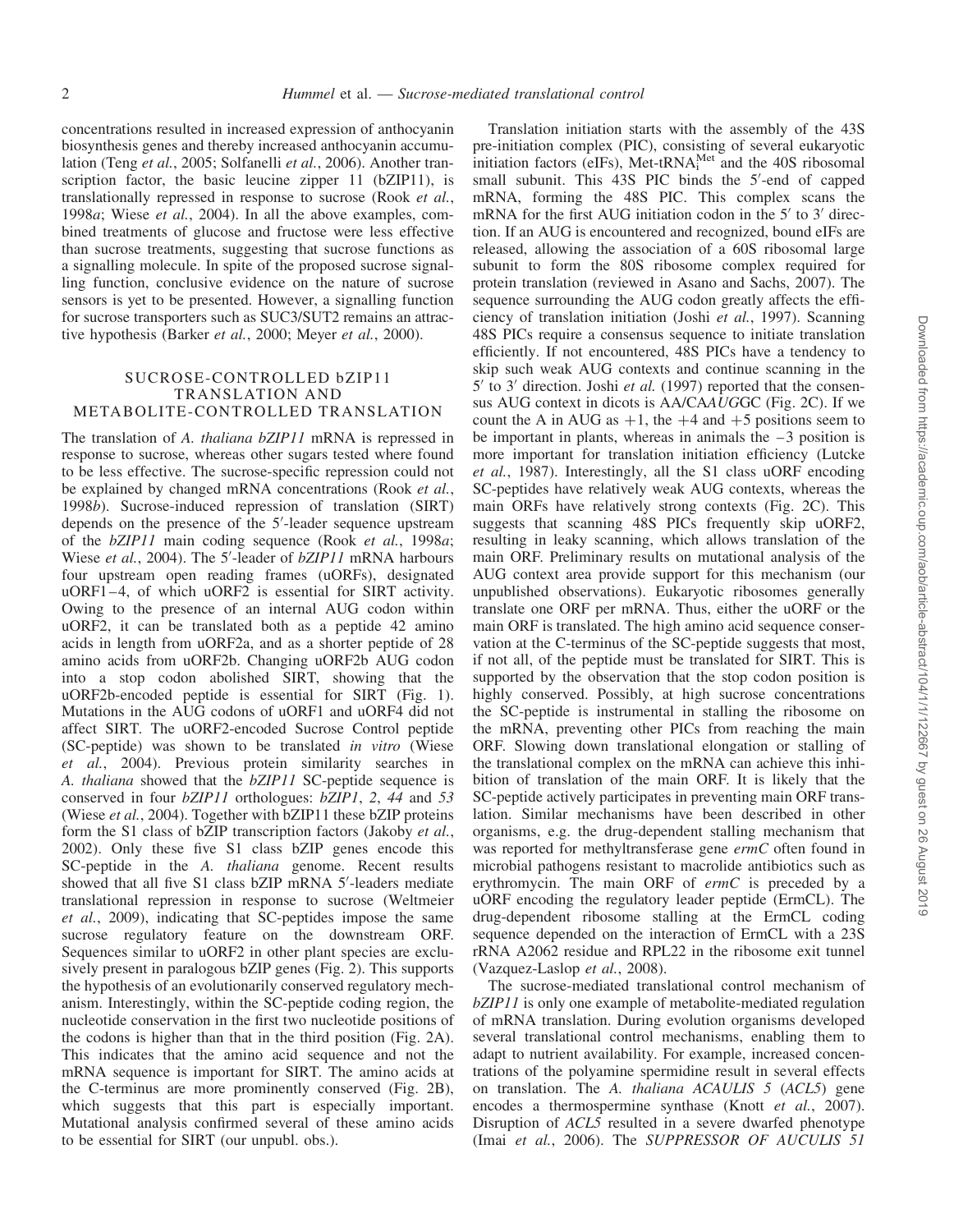concentrations resulted in increased expression of anthocyanin biosynthesis genes and thereby increased anthocyanin accumulation (Teng *et al.*, 2005; Solfanelli *et al.*, 2006). Another transcription factor, the basic leucine zipper 11 (bZIP11), is translationally repressed in response to sucrose (Rook *et al.*, 1998*a*; Wiese *et al.*, 2004). In all the above examples, combined treatments of glucose and fructose were less effective than sucrose treatments, suggesting that sucrose functions as a signalling molecule. In spite of the proposed sucrose signalling function, conclusive evidence on the nature of sucrose sensors is yet to be presented. However, a signalling function for sucrose transporters such as SUC3/SUT2 remains an attractive hypothesis (Barker *et al.*, 2000; Meyer *et al.*, 2000).

## SUCROSE-CONTROLLED bZIP11 TRANSLATION AND METABOLITE-CONTROLLED TRANSLATION

The translation of *A. thaliana bZIP11* mRNA is repressed in response to sucrose, whereas other sugars tested where found to be less effective. The sucrose-specific repression could not be explained by changed mRNA concentrations (Rook *et al.*, 1998*b*). Sucrose-induced repression of translation (SIRT) depends on the presence of the 5′-leader sequence upstream of the *bZIP11* main coding sequence (Rook *et al.*, 1998*a*; Wiese *et al.*, 2004). The 5′-leader of *bZIP11* mRNA harbours four upstream open reading frames (uORFs), designated uORF1–4, of which uORF2 is essential for SIRT activity. Owing to the presence of an internal AUG codon within uORF2, it can be translated both as a peptide 42 amino acids in length from uORF2a, and as a shorter peptide of 28 amino acids from uORF2b. Changing uORF2b AUG codon into a stop codon abolished SIRT, showing that the uORF2b-encoded peptide is essential for SIRT (Fig. 1). Mutations in the AUG codons of uORF1 and uORF4 did not affect SIRT. The uORF2-encoded Sucrose Control peptide (SC-peptide) was shown to be translated *in vitro* (Wiese *et al.*, 2004). Previous protein similarity searches in *A. thaliana* showed that the *bZIP11* SC-peptide sequence is conserved in four *bZIP11* orthologues: *bZIP1*, *2*, *44* and *53* (Wiese *et al.*, 2004). Together with bZIP11 these bZIP proteins form the S1 class of bZIP transcription factors (Jakoby *et al.*, 2002). Only these five S1 class bZIP genes encode this SC-peptide in the *A. thaliana* genome. Recent results showed that all five S1 class bZIP mRNA 5′-leaders mediate translational repression in response to sucrose (Weltmeier *et al.*, 2009), indicating that SC-peptides impose the same sucrose regulatory feature on the downstream ORF. Sequences similar to uORF2 in other plant species are exclusively present in paralogous bZIP genes (Fig. 2). This supports the hypothesis of an evolutionarily conserved regulatory mechanism. Interestingly, within the SC-peptide coding region, the nucleotide conservation in the first two nucleotide positions of the codons is higher than that in the third position (Fig. 2A). This indicates that the amino acid sequence and not the mRNA sequence is important for SIRT. The amino acids at the C-terminus are more prominently conserved (Fig. 2B), which suggests that this part is especially important. Mutational analysis confirmed several of these amino acids to be essential for SIRT (our unpubl. obs.).

Translation initiation starts with the assembly of the 43S pre-initiation complex (PIC), consisting of several eukaryotic initiation factors (eIFs), Met-tRNA$_i^{Met}$ and the 40S ribosomal small subunit. This 43S PIC binds the 5′-end of capped mRNA, forming the 48S PIC. This complex scans the mRNA for the first AUG initiation codon in the 5′ to 3′ direction. If an AUG is encountered and recognized, bound eIFs are released, allowing the association of a 60S ribosomal large subunit to form the 80S ribosome complex required for protein translation (reviewed in Asano and Sachs, 2007). The sequence surrounding the AUG codon greatly affects the efficiency of translation initiation (Joshi *et al.*, 1997). Scanning 48S PICs require a consensus sequence to initiate translation efficiently. If not encountered, 48S PICs have a tendency to skip such weak AUG contexts and continue scanning in the 5′ to 3′ direction. Joshi *et al.* (1997) reported that the consensus AUG context in dicots is AA/CA*AUG*GC (Fig. 2C). If we count the A in AUG as +1, the +4 and +5 positions seem to be important in plants, whereas in animals the −3 position is more important for translation initiation efficiency (Lutcke *et al.*, 1987). Interestingly, all the S1 class uORF encoding SC-peptides have relatively weak AUG contexts, whereas the main ORFs have relatively strong contexts (Fig. 2C). This suggests that scanning 48S PICs frequently skip uORF2, resulting in leaky scanning, which allows translation of the main ORF. Preliminary results on mutational analysis of the AUG context area provide support for this mechanism (our unpublished observations). Eukaryotic ribosomes generally translate one ORF per mRNA. Thus, either the uORF or the main ORF is translated. The high amino acid sequence conservation at the C-terminus of the SC-peptide suggests that most, if not all, of the peptide must be translated for SIRT. This is supported by the observation that the stop codon position is highly conserved. Possibly, at high sucrose concentrations the SC-peptide is instrumental in stalling the ribosome on the mRNA, preventing other PICs from reaching the main ORF. Slowing down translational elongation or stalling of the translational complex on the mRNA can achieve this inhibition of translation of the main ORF. It is likely that the SC-peptide actively participates in preventing main ORF translation. Similar mechanisms have been described in other organisms, e.g. the drug-dependent stalling mechanism that was reported for methyltransferase gene *ermC* often found in microbial pathogens resistant to macrolide antibiotics such as erythromycin. The main ORF of *ermC* is preceded by a uORF encoding the regulatory leader peptide (ErmCL). The drug-dependent ribosome stalling at the ErmCL coding sequence depended on the interaction of ErmCL with a 23S rRNA A2062 residue and RPL22 in the ribosome exit tunnel (Vazquez-Laslop *et al.*, 2008).

The sucrose-mediated translational control mechanism of *bZIP11* is only one example of metabolite-mediated regulation of mRNA translation. During evolution organisms developed several translational control mechanisms, enabling them to adapt to nutrient availability. For example, increased concentrations of the polyamine spermidine result in several effects on translation. The *A. thaliana ACAULIS 5* (*ACL5*) gene encodes a thermospermine synthase (Knott *et al.*, 2007). Disruption of *ACL5* resulted in a severe dwarfed phenotype (Imai *et al.*, 2006). The *SUPPRESSOR OF AUCULIS 51*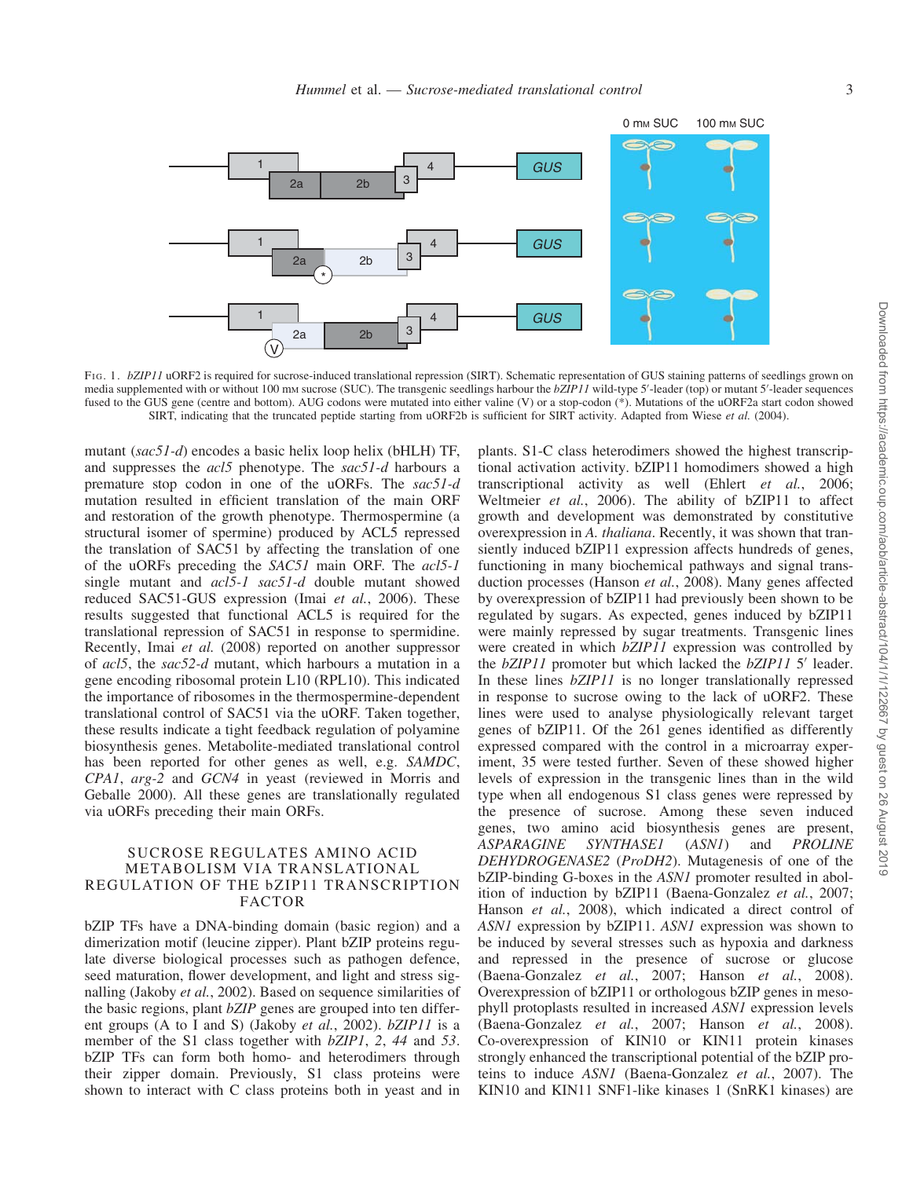Fig. 1. *bZIP11* uORF2 is required for sucrose-induced translational repression (SIRT). Schematic representation of GUS staining patterns of seedlings grown on media supplemented with or without 100 mM sucrose (SUC). The transgenic seedlings harbour the *bZIP11* wild-type 5′-leader (top) or mutant 5′-leader sequences fused to the GUS gene (centre and bottom). AUG codons were mutated into either valine (V) or a stop-codon (*). Mutations of the uORF2a start codon showed SIRT, indicating that the truncated peptide starting from uORF2b is sufficient for SIRT activity. Adapted from Wiese *et al.* (2004).

mutant (*sac51-d*) encodes a basic helix loop helix (bHLH) TF, and suppresses the *acl5* phenotype. The *sac51-d* harbours a premature stop codon in one of the uORFs. The *sac51-d* mutation resulted in efficient translation of the main ORF and restoration of the growth phenotype. Thermospermine (a structural isomer of spermine) produced by ACL5 repressed the translation of SAC51 by affecting the translation of one of the uORFs preceding the *SAC51* main ORF. The *acl5-1* single mutant and *acl5-1 sac51-d* double mutant showed reduced SAC51-GUS expression (Imai *et al.*, 2006). These results suggested that functional ACL5 is required for the translational repression of SAC51 in response to spermidine. Recently, Imai *et al.* (2008) reported on another suppressor of *acl5*, the *sac52-d* mutant, which harbours a mutation in a gene encoding ribosomal protein L10 (RPL10). This indicated the importance of ribosomes in the thermospermine-dependent translational control of SAC51 via the uORF. Taken together, these results indicate a tight feedback regulation of polyamine biosynthesis genes. Metabolite-mediated translational control has been reported for other genes as well, e.g. *SAMDC*, *CPA1*, *arg-2* and *GCN4* in yeast (reviewed in Morris and Geballe 2000). All these genes are translationally regulated via uORFs preceding their main ORFs.

## SUCROSE REGULATES AMINO ACID METABOLISM VIA TRANSLATIONAL REGULATION OF THE bZIP11 TRANSCRIPTION FACTOR

bZIP TFs have a DNA-binding domain (basic region) and a dimerization motif (leucine zipper). Plant bZIP proteins regulate diverse biological processes such as pathogen defence, seed maturation, flower development, and light and stress signalling (Jakoby *et al.*, 2002). Based on sequence similarities of the basic regions, plant *bZIP* genes are grouped into ten different groups (A to I and S) (Jakoby *et al.*, 2002). *bZIP11* is a member of the S1 class together with *bZIP1*, *2*, *44* and *53*. bZIP TFs can form both homo- and heterodimers through their zipper domain. Previously, S1 class proteins were shown to interact with C class proteins both in yeast and in plants. S1-C class heterodimers showed the highest transcriptional activation activity. bZIP11 homodimers showed a high transcriptional activity as well (Ehlert *et al.*, 2006; Weltmeier *et al.*, 2006). The ability of bZIP11 to affect growth and development was demonstrated by constitutive overexpression in *A. thaliana*. Recently, it was shown that transiently induced bZIP11 expression affects hundreds of genes, functioning in many biochemical pathways and signal transduction processes (Hanson *et al.*, 2008). Many genes affected by overexpression of bZIP11 had previously been shown to be regulated by sugars. As expected, genes induced by bZIP11 were mainly repressed by sugar treatments. Transgenic lines were created in which *bZIP11* expression was controlled by the *bZIP11* promoter but which lacked the *bZIP11* 5′ leader. In these lines *bZIP11* is no longer translationally repressed in response to sucrose owing to the lack of uORF2. These lines were used to analyse physiologically relevant target genes of bZIP11. Of the 261 genes identified as differently expressed compared with the control in a microarray experiment, 35 were tested further. Seven of these showed higher levels of expression in the transgenic lines than in the wild type when all endogenous S1 class genes were repressed by the presence of sucrose. Among these seven induced genes, two amino acid biosynthesis genes are present, *ASPARAGINE SYNTHASE1* (*ASN1*) and *PROLINE DEHYDROGENASE2* (*ProDH2*). Mutagenesis of one of the bZIP-binding G-boxes in the *ASN1* promoter resulted in abolition of induction by bZIP11 (Baena-Gonzalez *et al.*, 2007; Hanson *et al.*, 2008), which indicated a direct control of *ASN1* expression by bZIP11. *ASN1* expression was shown to be induced by several stresses such as hypoxia and darkness and repressed in the presence of sucrose or glucose (Baena-Gonzalez *et al.*, 2007; Hanson *et al.*, 2008). Overexpression of bZIP11 or orthologous bZIP genes in mesophyll protoplasts resulted in increased *ASN1* expression levels (Baena-Gonzalez *et al.*, 2007; Hanson *et al.*, 2008). Co-overexpression of KIN10 or KIN11 protein kinases strongly enhanced the transcriptional potential of the bZIP proteins to induce *ASN1* (Baena-Gonzalez *et al.*, 2007). The KIN10 and KIN11 SNF1-like kinases 1 (SnRK1 kinases) are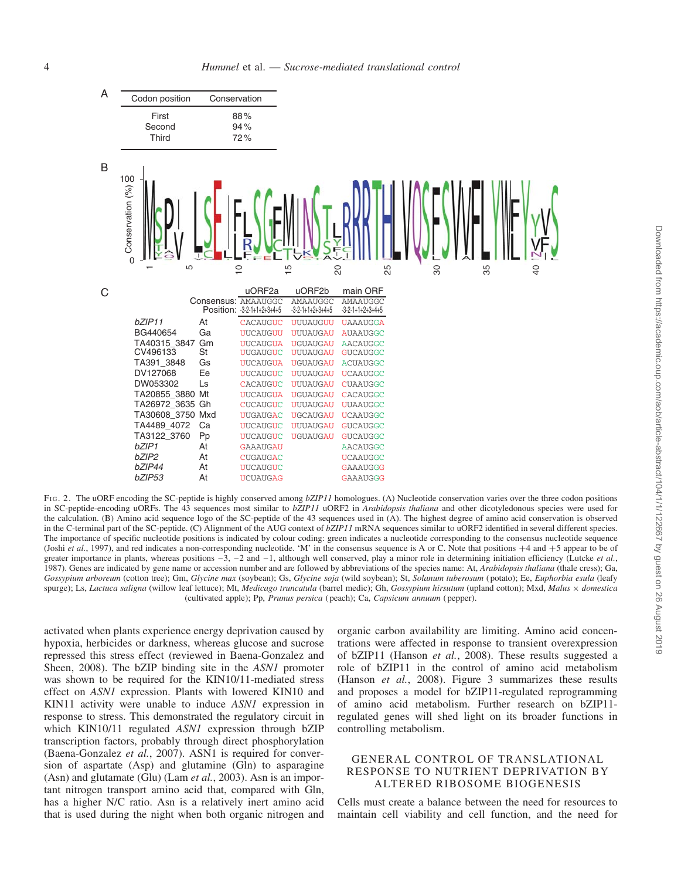A

| Codon position | Conservation |
|---|---|
| First | 88 % |
| Second | 94 % |
| Third | 72 % |

C

| | | uORF2a | uORF2b | main ORF |
|---|---|---|---|---|
| | Consensus: | AMAAUGGC | AMAAUGGC | AMAAUGGC |
| | Position: | -3-2-1+1+2+3+4+5 | -3-2-1+1+2+3+4+5 | -3-2-1+1+2+3+4+5 |
| *bZIP11* | At | CACAUGUC | UUUAUGUU | UAAAUGGA |
| BG440654 | Ga | UUCAUGUU | UUUAUGAU | AUAAUGGC |
| TA40315_3847 | Gm | UUCAUGUA | UGUAUGAU | AACAUGGC |
| CV496133 | St | UUGAUGUC | UUUAUGAU | GUCAUGGC |
| TA391_3848 | Gs | UUCAUGUA | UGUAUGAU | ACUAUGGC |
| DV127068 | Ee | UUCAUGUC | UUUAUGAU | UCAAUGGC |
| DW053302 | Ls | CACAUGUC | UUUAUGAU | CUAAUGGC |
| TA20855_3880 | Mt | UUCAUGUA | UGUAUGAU | CACAUGGC |
| TA26972_3635 | Gh | CUCAUGUC | UUUAUGAU | UUAAUGGC |
| TA30608_3750 | Mxd | UUGAUGAC | UGCAUGAU | UCAAUGGC |
| TA4489_4072 | Ca | UUCAUGUC | UUUAUGAU | GUCAUGGC |
| TA3122_3760 | Pp | UUCAUGUC | UGUAUGAU | GUCAUGGC |
| *bZIP1* | At | GAAAUGAU | | AACAUGGC |
| *bZIP2* | At | CUGAUGAC | | UCAAUGGC |
| *bZIP44* | At | UUCAUGUC | | GAAAUGGG |
| *bZIP53* | At | UCUAUGAG | | GAAAUGGG |

FIG. 2. The uORF encoding the SC-peptide is highly conserved among *bZIP11* homologues. (A) Nucleotide conservation varies over the three codon positions in SC-peptide-encoding uORFs. The 43 sequences most similar to *bZIP11* uORF2 in *Arabidopsis thaliana* and other dicotyledonous species were used for the calculation. (B) Amino acid sequence logo of the SC-peptide of the 43 sequences used in (A). The highest degree of amino acid conservation is observed in the C-terminal part of the SC-peptide. (C) Alignment of the AUG context of *bZIP11* mRNA sequences similar to uORF2 identified in several different species. The importance of specific nucleotide positions is indicated by colour coding: green indicates a nucleotide corresponding to the consensus nucleotide sequence (Joshi *et al.*, 1997), and red indicates a non-corresponding nucleotide. 'M' in the consensus sequence is A or C. Note that positions +4 and +5 appear to be of greater importance in plants, whereas positions −3, −2 and −1, although well conserved, play a minor role in determining initiation efficiency (Lutcke *et al.*, 1987). Genes are indicated by gene name or accession number and are followed by abbreviations of the species name: At, *Arabidopsis thaliana* (thale cress); Ga, *Gossypium arboreum* (cotton tree); Gm, *Glycine max* (soybean); Gs, *Glycine soja* (wild soybean); St, *Solanum tuberosum* (potato); Ee, *Euphorbia esula* (leafy spurge); Ls, *Lactuca saligna* (willow leaf lettuce); Mt, *Medicago truncatula* (barrel medic); Gh, *Gossypium hirsutum* (upland cotton); Mxd, *Malus* × *domestica* (cultivated apple); Pp, *Prunus persica* (peach); Ca, *Capsicum annuum* (pepper).

activated when plants experience energy deprivation caused by hypoxia, herbicides or darkness, whereas glucose and sucrose repressed this stress effect (reviewed in Baena-Gonzalez and Sheen, 2008). The bZIP binding site in the *ASN1* promoter was shown to be required for the KIN10/11-mediated stress effect on *ASN1* expression. Plants with lowered KIN10 and KIN11 activity were unable to induce *ASN1* expression in response to stress. This demonstrated the regulatory circuit in which KIN10/11 regulated *ASN1* expression through bZIP transcription factors, probably through direct phosphorylation (Baena-Gonzalez *et al.*, 2007). ASN1 is required for conversion of aspartate (Asp) and glutamine (Gln) to asparagine (Asn) and glutamate (Glu) (Lam *et al.*, 2003). Asn is an important nitrogen transport amino acid that, compared with Gln, has a higher N/C ratio. Asn is a relatively inert amino acid that is used during the night when both organic nitrogen and organic carbon availability are limiting. Amino acid concentrations were affected in response to transient overexpression of bZIP11 (Hanson *et al.*, 2008). These results suggested a role of bZIP11 in the control of amino acid metabolism (Hanson *et al.*, 2008). Figure 3 summarizes these results and proposes a model for bZIP11-regulated reprogramming of amino acid metabolism. Further research on bZIP11-regulated genes will shed light on its broader functions in controlling metabolism.

## GENERAL CONTROL OF TRANSLATIONAL RESPONSE TO NUTRIENT DEPRIVATION BY ALTERED RIBOSOME BIOGENESIS

Cells must create a balance between the need for resources to maintain cell viability and cell function, and the need for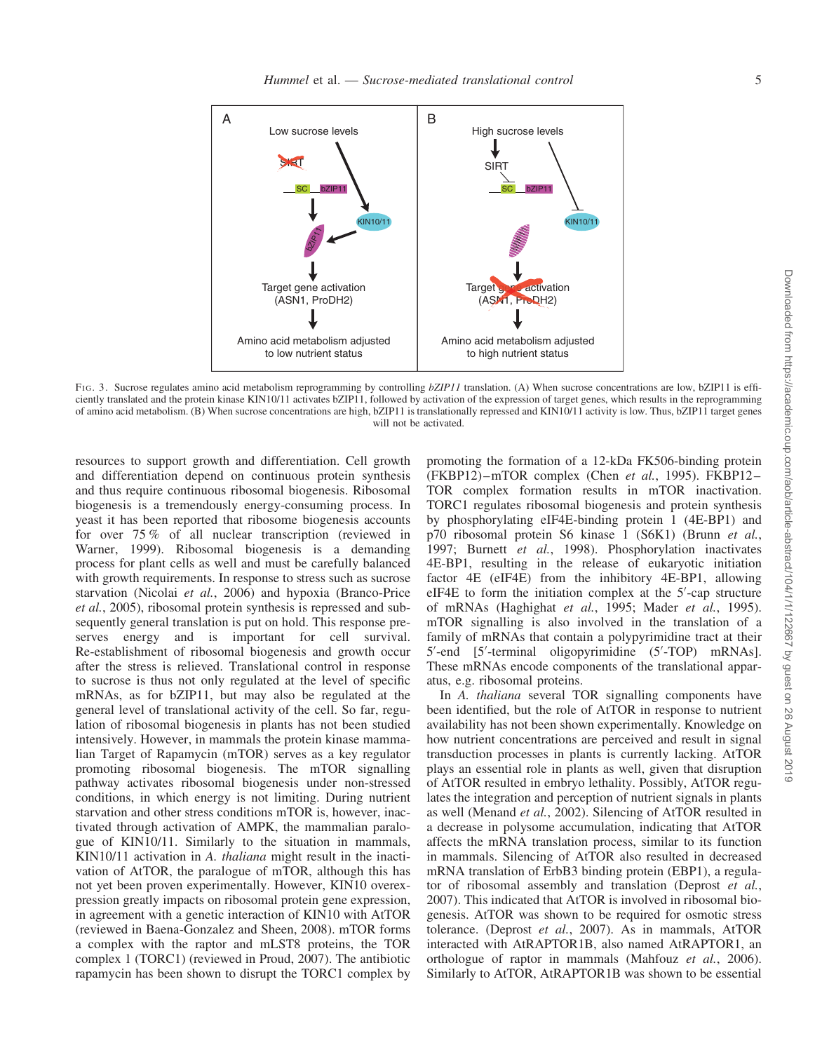FIG. 3. Sucrose regulates amino acid metabolism reprogramming by controlling *bZIP11* translation. (A) When sucrose concentrations are low, bZIP11 is efficiently translated and the protein kinase KIN10/11 activates bZIP11, followed by activation of the expression of target genes, which results in the reprogramming of amino acid metabolism. (B) When sucrose concentrations are high, bZIP11 is translationally repressed and KIN10/11 activity is low. Thus, bZIP11 target genes will not be activated.

resources to support growth and differentiation. Cell growth and differentiation depend on continuous protein synthesis and thus require continuous ribosomal biogenesis. Ribosomal biogenesis is a tremendously energy-consuming process. In yeast it has been reported that ribosome biogenesis accounts for over 75 % of all nuclear transcription (reviewed in Warner, 1999). Ribosomal biogenesis is a demanding process for plant cells as well and must be carefully balanced with growth requirements. In response to stress such as sucrose starvation (Nicolai *et al.*, 2006) and hypoxia (Branco-Price *et al.*, 2005), ribosomal protein synthesis is repressed and subsequently general translation is put on hold. This response preserves energy and is important for cell survival. Re-establishment of ribosomal biogenesis and growth occur after the stress is relieved. Translational control in response to sucrose is thus not only regulated at the level of specific mRNAs, as for bZIP11, but may also be regulated at the general level of translational activity of the cell. So far, regulation of ribosomal biogenesis in plants has not been studied intensively. However, in mammals the protein kinase mammalian Target of Rapamycin (mTOR) serves as a key regulator promoting ribosomal biogenesis. The mTOR signalling pathway activates ribosomal biogenesis under non-stressed conditions, in which energy is not limiting. During nutrient starvation and other stress conditions mTOR is, however, inactivated through activation of AMPK, the mammalian paralogue of KIN10/11. Similarly to the situation in mammals, KIN10/11 activation in *A. thaliana* might result in the inactivation of AtTOR, the paralogue of mTOR, although this has not yet been proven experimentally. However, KIN10 overexpression greatly impacts on ribosomal protein gene expression, in agreement with a genetic interaction of KIN10 with AtTOR (reviewed in Baena-Gonzalez and Sheen, 2008). mTOR forms a complex with the raptor and mLST8 proteins, the TOR complex 1 (TORC1) (reviewed in Proud, 2007). The antibiotic rapamycin has been shown to disrupt the TORC1 complex by promoting the formation of a 12-kDa FK506-binding protein (FKBP12)–mTOR complex (Chen *et al.*, 1995). FKBP12–TOR complex formation results in mTOR inactivation. TORC1 regulates ribosomal biogenesis and protein synthesis by phosphorylating eIF4E-binding protein 1 (4E-BP1) and p70 ribosomal protein S6 kinase 1 (S6K1) (Brunn *et al.*, 1997; Burnett *et al.*, 1998). Phosphorylation inactivates 4E-BP1, resulting in the release of eukaryotic initiation factor 4E (eIF4E) from the inhibitory 4E-BP1, allowing eIF4E to form the initiation complex at the 5′-cap structure of mRNAs (Haghighat *et al.*, 1995; Mader *et al.*, 1995). mTOR signalling is also involved in the translation of a family of mRNAs that contain a polypyrimidine tract at their 5′-end [5′-terminal oligopyrimidine (5′-TOP) mRNAs]. These mRNAs encode components of the translational apparatus, e.g. ribosomal proteins.

In *A. thaliana* several TOR signalling components have been identified, but the role of AtTOR in response to nutrient availability has not been shown experimentally. Knowledge on how nutrient concentrations are perceived and result in signal transduction processes in plants is currently lacking. AtTOR plays an essential role in plants as well, given that disruption of AtTOR resulted in embryo lethality. Possibly, AtTOR regulates the integration and perception of nutrient signals in plants as well (Menand *et al.*, 2002). Silencing of AtTOR resulted in a decrease in polysome accumulation, indicating that AtTOR affects the mRNA translation process, similar to its function in mammals. Silencing of AtTOR also resulted in decreased mRNA translation of ErbB3 binding protein (EBP1), a regulator of ribosomal assembly and translation (Deprost *et al.*, 2007). This indicated that AtTOR is involved in ribosomal biogenesis. AtTOR was shown to be required for osmotic stress tolerance. (Deprost *et al.*, 2007). As in mammals, AtTOR interacted with AtRAPTOR1B, also named AtRAPTOR1, an orthologue of raptor in mammals (Mahfouz *et al.*, 2006). Similarly to AtTOR, AtRAPTOR1B was shown to be essential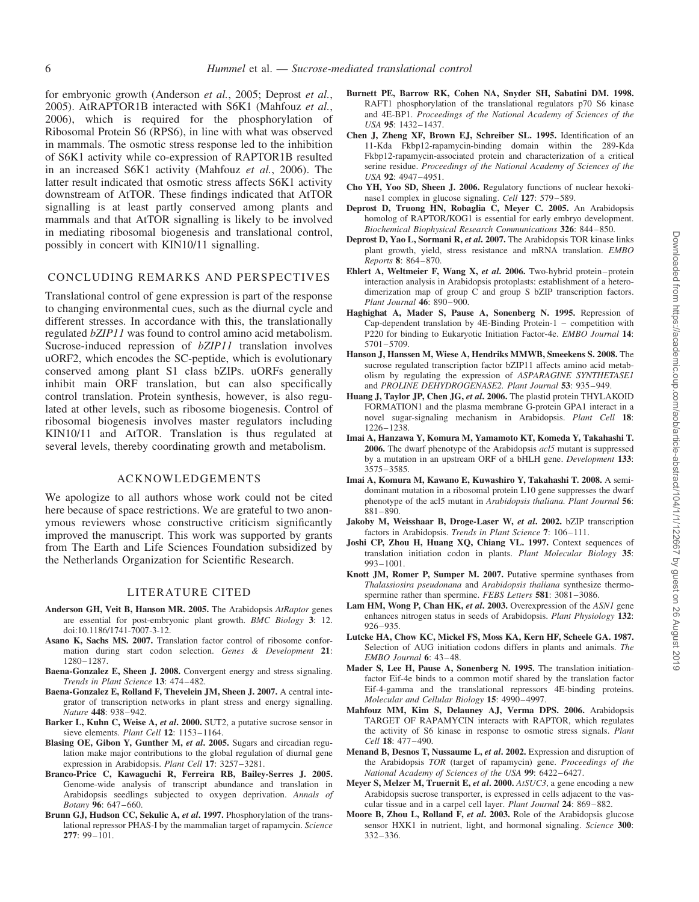for embryonic growth (Anderson *et al.*, 2005; Deprost *et al.*, 2005). AtRAPTOR1B interacted with S6K1 (Mahfouz *et al.*, 2006), which is required for the phosphorylation of Ribosomal Protein S6 (RPS6), in line with what was observed in mammals. The osmotic stress response led to the inhibition of S6K1 activity while co-expression of RAPTOR1B resulted in an increased S6K1 activity (Mahfouz *et al.*, 2006). The latter result indicated that osmotic stress affects S6K1 activity downstream of AtTOR. These findings indicated that AtTOR signalling is at least partly conserved among plants and mammals and that AtTOR signalling is likely to be involved in mediating ribosomal biogenesis and translational control, possibly in concert with KIN10/11 signalling.

## CONCLUDING REMARKS AND PERSPECTIVES

Translational control of gene expression is part of the response to changing environmental cues, such as the diurnal cycle and different stresses. In accordance with this, the translationally regulated *bZIP11* was found to control amino acid metabolism. Sucrose-induced repression of *bZIP11* translation involves uORF2, which encodes the SC-peptide, which is evolutionary conserved among plant S1 class bZIPs. uORFs generally inhibit main ORF translation, but can also specifically control translation. Protein synthesis, however, is also regulated at other levels, such as ribosome biogenesis. Control of ribosomal biogenesis involves master regulators including KIN10/11 and AtTOR. Translation is thus regulated at several levels, thereby coordinating growth and metabolism.

## ACKNOWLEDGEMENTS

We apologize to all authors whose work could not be cited here because of space restrictions. We are grateful to two anonymous reviewers whose constructive criticism significantly improved the manuscript. This work was supported by grants from The Earth and Life Sciences Foundation subsidized by the Netherlands Organization for Scientific Research.

## LITERATURE CITED

**Anderson GH, Veit B, Hanson MR. 2005.** The Arabidopsis *AtRaptor* genes are essential for post-embryonic plant growth. *BMC Biology* **3**: 12. doi:10.1186/1741-7007-3-12.

**Asano K, Sachs MS. 2007.** Translation factor control of ribosome conformation during start codon selection. *Genes & Development* **21**: 1280–1287.

**Baena-Gonzalez E, Sheen J. 2008.** Convergent energy and stress signaling. *Trends in Plant Science* **13**: 474–482.

**Baena-Gonzalez E, Rolland F, Thevelein JM, Sheen J. 2007.** A central integrator of transcription networks in plant stress and energy signalling. *Nature* **448**: 938–942.

**Barker L, Kuhn C, Weise A, *et al*. 2000.** SUT2, a putative sucrose sensor in sieve elements. *Plant Cell* **12**: 1153–1164.

**Blasing OE, Gibon Y, Gunther M, *et al*. 2005.** Sugars and circadian regulation make major contributions to the global regulation of diurnal gene expression in Arabidopsis. *Plant Cell* **17**: 3257–3281.

**Branco-Price C, Kawaguchi R, Ferreira RB, Bailey-Serres J. 2005.** Genome-wide analysis of transcript abundance and translation in Arabidopsis seedlings subjected to oxygen deprivation. *Annals of Botany* **96**: 647–660.

**Brunn GJ, Hudson CC, Sekulic A, *et al*. 1997.** Phosphorylation of the translational repressor PHAS-I by the mammalian target of rapamycin. *Science* **277**: 99–101.

**Burnett PE, Barrow RK, Cohen NA, Snyder SH, Sabatini DM. 1998.** RAFT1 phosphorylation of the translational regulators p70 S6 kinase and 4E-BP1. *Proceedings of the National Academy of Sciences of the USA* **95**: 1432–1437.

**Chen J, Zheng XF, Brown EJ, Schreiber SL. 1995.** Identification of an 11-Kda Fkbp12-rapamycin-binding domain within the 289-Kda Fkbp12-rapamycin-associated protein and characterization of a critical serine residue. *Proceedings of the National Academy of Sciences of the USA* **92**: 4947–4951.

**Cho YH, Yoo SD, Sheen J. 2006.** Regulatory functions of nuclear hexokinase1 complex in glucose signaling. *Cell* **127**: 579–589.

**Deprost D, Truong HN, Robaglia C, Meyer C. 2005.** An Arabidopsis homolog of RAPTOR/KOG1 is essential for early embryo development. *Biochemical Biophysical Research Communications* **326**: 844–850.

**Deprost D, Yao L, Sormani R, *et al*. 2007.** The Arabidopsis TOR kinase links plant growth, yield, stress resistance and mRNA translation. *EMBO Reports* **8**: 864–870.

**Ehlert A, Weltmeier F, Wang X, *et al*. 2006.** Two-hybrid protein–protein interaction analysis in Arabidopsis protoplasts: establishment of a heterodimerization map of group C and group S bZIP transcription factors. *Plant Journal* **46**: 890–900.

**Haghighat A, Mader S, Pause A, Sonenberg N. 1995.** Repression of Cap-dependent translation by 4E-Binding Protein-1 – competition with P220 for binding to Eukaryotic Initiation Factor-4e. *EMBO Journal* **14**: 5701–5709.

**Hanson J, Hanssen M, Wiese A, Hendriks MMWB, Smeekens S. 2008.** The sucrose regulated transcription factor bZIP11 affects amino acid metabolism by regulating the expression of *ASPARAGINE SYNTHETASE1* and *PROLINE DEHYDROGENASE2*. *Plant Journal* **53**: 935–949.

**Huang J, Taylor JP, Chen JG, *et al*. 2006.** The plastid protein THYLAKOID FORMATION1 and the plasma membrane G-protein GPA1 interact in a novel sugar-signaling mechanism in Arabidopsis. *Plant Cell* **18**: 1226–1238.

**Imai A, Hanzawa Y, Komura M, Yamamoto KT, Komeda Y, Takahashi T. 2006.** The dwarf phenotype of the Arabidopsis *acl5* mutant is suppressed by a mutation in an upstream ORF of a bHLH gene. *Development* **133**: 3575–3585.

**Imai A, Komura M, Kawano E, Kuwashiro Y, Takahashi T. 2008.** A semi-dominant mutation in a ribosomal protein L10 gene suppresses the dwarf phenotype of the acl5 mutant in *Arabidopsis thaliana*. *Plant Journal* **56**: 881–890.

**Jakoby M, Weisshaar B, Droge-Laser W, *et al*. 2002.** bZIP transcription factors in Arabidopsis. *Trends in Plant Science* **7**: 106–111.

**Joshi CP, Zhou H, Huang XQ, Chiang VL. 1997.** Context sequences of translation initiation codon in plants. *Plant Molecular Biology* **35**: 993–1001.

**Knott JM, Romer P, Sumper M. 2007.** Putative spermine synthases from *Thalassiosira pseudonana* and *Arabidopsis thaliana* synthesize thermospermine rather than spermine. *FEBS Letters* **581**: 3081–3086.

**Lam HM, Wong P, Chan HK, *et al*. 2003.** Overexpression of the *ASN1* gene enhances nitrogen status in seeds of Arabidopsis. *Plant Physiology* **132**: 926–935.

**Lutcke HA, Chow KC, Mickel FS, Moss KA, Kern HF, Scheele GA. 1987.** Selection of AUG initiation codons differs in plants and animals. *The EMBO Journal* **6**: 43–48.

**Mader S, Lee H, Pause A, Sonenberg N. 1995.** The translation initiation-factor Eif-4e binds to a common motif shared by the translation factor Eif-4-gamma and the translational repressors 4E-binding proteins. *Molecular and Cellular Biology* **15**: 4990–4997.

**Mahfouz MM, Kim S, Delauney AJ, Verma DPS. 2006.** Arabidopsis TARGET OF RAPAMYCIN interacts with RAPTOR, which regulates the activity of S6 kinase in response to osmotic stress signals. *Plant Cell* **18**: 477–490.

**Menand B, Desnos T, Nussaume L, *et al*. 2002.** Expression and disruption of the Arabidopsis *TOR* (target of rapamycin) gene. *Proceedings of the National Academy of Sciences of the USA* **99**: 6422–6427.

**Meyer S, Melzer M, Truernit E, *et al*. 2000.** *AtSUC3*, a gene encoding a new Arabidopsis sucrose transporter, is expressed in cells adjacent to the vascular tissue and in a carpel cell layer. *Plant Journal* **24**: 869–882.

**Moore B, Zhou L, Rolland F, *et al*. 2003.** Role of the Arabidopsis glucose sensor HXK1 in nutrient, light, and hormonal signaling. *Science* **300**: 332–336.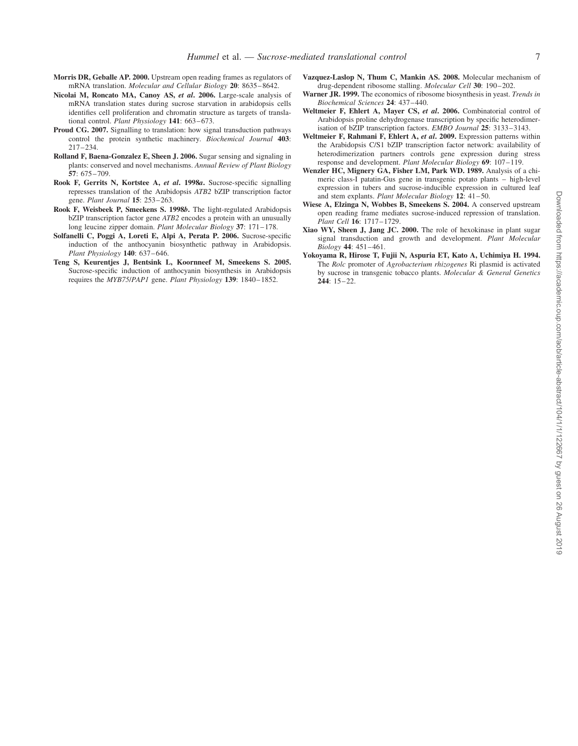**Morris DR, Geballe AP. 2000.** Upstream open reading frames as regulators of mRNA translation. *Molecular and Cellular Biology* **20**: 8635–8642.

**Nicolai M, Roncato MA, Canoy AS, *et al*. 2006.** Large-scale analysis of mRNA translation states during sucrose starvation in arabidopsis cells identifies cell proliferation and chromatin structure as targets of translational control. *Plant Physiology* **141**: 663–673.

**Proud CG. 2007.** Signalling to translation: how signal transduction pathways control the protein synthetic machinery. *Biochemical Journal* **403**: 217–234.

**Rolland F, Baena-Gonzalez E, Sheen J. 2006.** Sugar sensing and signaling in plants: conserved and novel mechanisms. *Annual Review of Plant Biology* **57**: 675–709.

**Rook F, Gerrits N, Kortstee A, *et al*. 1998*a*.** Sucrose-specific signalling represses translation of the Arabidopsis *ATB2* bZIP transcription factor gene. *Plant Journal* **15**: 253–263.

**Rook F, Weisbeek P, Smeekens S. 1998*b*.** The light-regulated Arabidopsis bZIP transcription factor gene *ATB2* encodes a protein with an unusually long leucine zipper domain. *Plant Molecular Biology* **37**: 171–178.

**Solfanelli C, Poggi A, Loreti E, Alpi A, Perata P. 2006.** Sucrose-specific induction of the anthocyanin biosynthetic pathway in Arabidopsis. *Plant Physiology* **140**: 637–646.

**Teng S, Keurentjes J, Bentsink L, Koornneef M, Smeekens S. 2005.** Sucrose-specific induction of anthocyanin biosynthesis in Arabidopsis requires the *MYB75/PAP1* gene. *Plant Physiology* **139**: 1840–1852.

**Vazquez-Laslop N, Thum C, Mankin AS. 2008.** Molecular mechanism of drug-dependent ribosome stalling. *Molecular Cell* **30**: 190–202.

**Warner JR. 1999.** The economics of ribosome biosynthesis in yeast. *Trends in Biochemical Sciences* **24**: 437–440.

**Weltmeier F, Ehlert A, Mayer CS, *et al*. 2006.** Combinatorial control of Arabidopsis proline dehydrogenase transcription by specific heterodimerisation of bZIP transcription factors. *EMBO Journal* **25**: 3133–3143.

**Weltmeier F, Rahmani F, Ehlert A, *et al*. 2009.** Expression patterns within the Arabidopsis C/S1 bZIP transcription factor network: availability of heterodimerization partners controls gene expression during stress response and development. *Plant Molecular Biology* **69**: 107–119.

**Wenzler HC, Mignery GA, Fisher LM, Park WD. 1989.** Analysis of a chimeric class-I patatin-Gus gene in transgenic potato plants – high-level expression in tubers and sucrose-inducible expression in cultured leaf and stem explants. *Plant Molecular Biology* **12**: 41–50.

**Wiese A, Elzinga N, Wobbes B, Smeekens S. 2004.** A conserved upstream open reading frame mediates sucrose-induced repression of translation. *Plant Cell* **16**: 1717–1729.

**Xiao WY, Sheen J, Jang JC. 2000.** The role of hexokinase in plant sugar signal transduction and growth and development. *Plant Molecular Biology* **44**: 451–461.

**Yokoyama R, Hirose T, Fujii N, Aspuria ET, Kato A, Uchimiya H. 1994.** The *Rolc* promoter of *Agrobacterium rhizogenes* Ri plasmid is activated by sucrose in transgenic tobacco plants. *Molecular & General Genetics* **244**: 15–22.